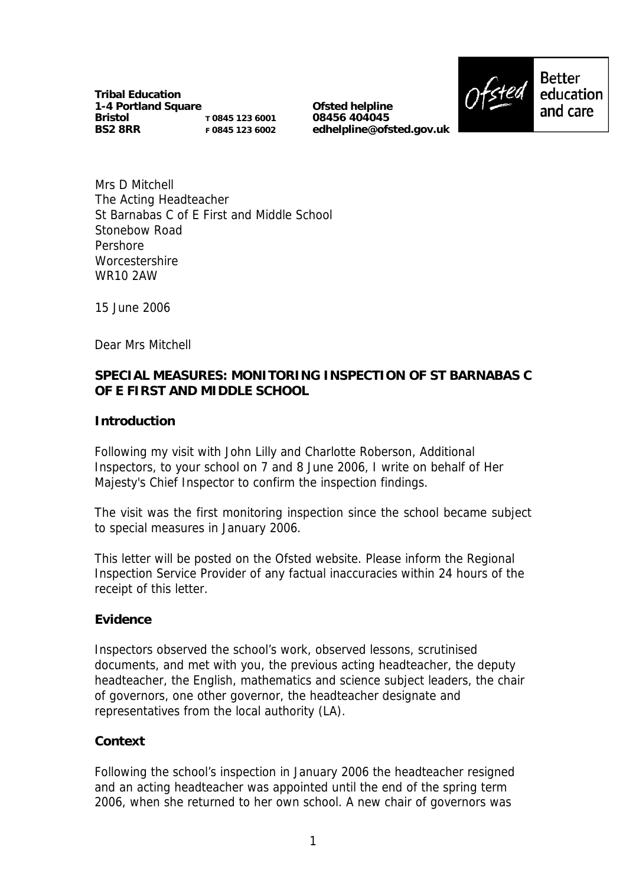**Tribal Education**
**1-4 Portland Square**
**Bristol** T 0845 123 6001
**BS2 8RR** F 0845 123 6002

**Ofsted helpline**
**08456 404045**
**edhelpline@ofsted.gov.uk**

Ofsted Better education and care

Mrs D Mitchell
The Acting Headteacher
St Barnabas C of E First and Middle School
Stonebow Road
Pershore
Worcestershire
WR10 2AW

15 June 2006

Dear Mrs Mitchell

**SPECIAL MEASURES: MONITORING INSPECTION OF ST BARNABAS C OF E FIRST AND MIDDLE SCHOOL**

**Introduction**

Following my visit with John Lilly and Charlotte Roberson, Additional Inspectors, to your school on 7 and 8 June 2006, I write on behalf of Her Majesty's Chief Inspector to confirm the inspection findings.

The visit was the first monitoring inspection since the school became subject to special measures in January 2006.

This letter will be posted on the Ofsted website. Please inform the Regional Inspection Service Provider of any factual inaccuracies within 24 hours of the receipt of this letter.

**Evidence**

Inspectors observed the school's work, observed lessons, scrutinised documents, and met with you, the previous acting headteacher, the deputy headteacher, the English, mathematics and science subject leaders, the chair of governors, one other governor, the headteacher designate and representatives from the local authority (LA).

**Context**

Following the school's inspection in January 2006 the headteacher resigned and an acting headteacher was appointed until the end of the spring term 2006, when she returned to her own school. A new chair of governors was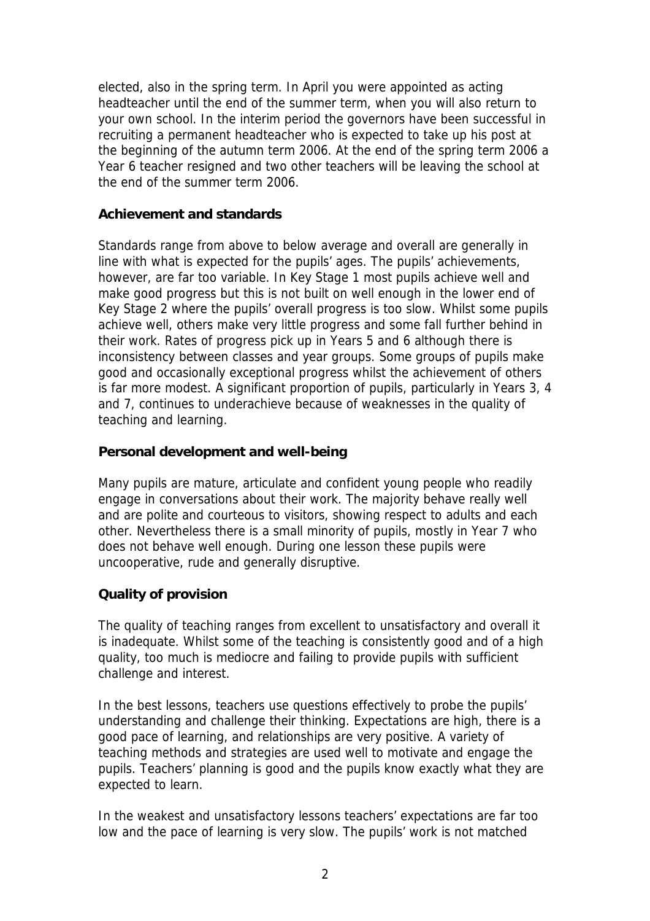elected, also in the spring term. In April you were appointed as acting headteacher until the end of the summer term, when you will also return to your own school. In the interim period the governors have been successful in recruiting a permanent headteacher who is expected to take up his post at the beginning of the autumn term 2006. At the end of the spring term 2006 a Year 6 teacher resigned and two other teachers will be leaving the school at the end of the summer term 2006.

**Achievement and standards**

Standards range from above to below average and overall are generally in line with what is expected for the pupils' ages. The pupils' achievements, however, are far too variable. In Key Stage 1 most pupils achieve well and make good progress but this is not built on well enough in the lower end of Key Stage 2 where the pupils' overall progress is too slow. Whilst some pupils achieve well, others make very little progress and some fall further behind in their work. Rates of progress pick up in Years 5 and 6 although there is inconsistency between classes and year groups. Some groups of pupils make good and occasionally exceptional progress whilst the achievement of others is far more modest. A significant proportion of pupils, particularly in Years 3, 4 and 7, continues to underachieve because of weaknesses in the quality of teaching and learning.

**Personal development and well-being**

Many pupils are mature, articulate and confident young people who readily engage in conversations about their work. The majority behave really well and are polite and courteous to visitors, showing respect to adults and each other. Nevertheless there is a small minority of pupils, mostly in Year 7 who does not behave well enough. During one lesson these pupils were uncooperative, rude and generally disruptive.

**Quality of provision**

The quality of teaching ranges from excellent to unsatisfactory and overall it is inadequate. Whilst some of the teaching is consistently good and of a high quality, too much is mediocre and failing to provide pupils with sufficient challenge and interest.

In the best lessons, teachers use questions effectively to probe the pupils' understanding and challenge their thinking. Expectations are high, there is a good pace of learning, and relationships are very positive. A variety of teaching methods and strategies are used well to motivate and engage the pupils. Teachers' planning is good and the pupils know exactly what they are expected to learn.

In the weakest and unsatisfactory lessons teachers' expectations are far too low and the pace of learning is very slow. The pupils' work is not matched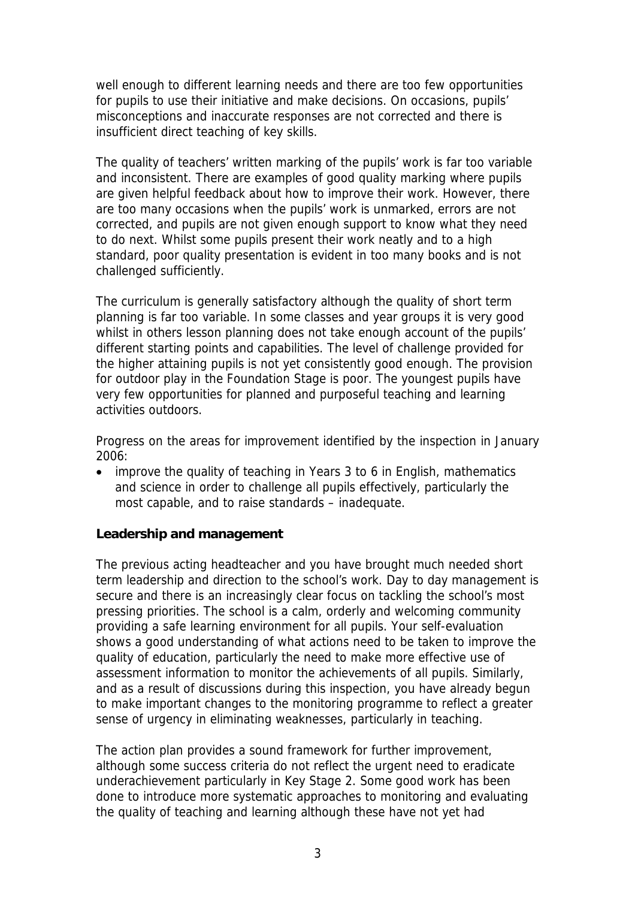well enough to different learning needs and there are too few opportunities for pupils to use their initiative and make decisions. On occasions, pupils' misconceptions and inaccurate responses are not corrected and there is insufficient direct teaching of key skills.

The quality of teachers' written marking of the pupils' work is far too variable and inconsistent. There are examples of good quality marking where pupils are given helpful feedback about how to improve their work. However, there are too many occasions when the pupils' work is unmarked, errors are not corrected, and pupils are not given enough support to know what they need to do next. Whilst some pupils present their work neatly and to a high standard, poor quality presentation is evident in too many books and is not challenged sufficiently.

The curriculum is generally satisfactory although the quality of short term planning is far too variable. In some classes and year groups it is very good whilst in others lesson planning does not take enough account of the pupils' different starting points and capabilities. The level of challenge provided for the higher attaining pupils is not yet consistently good enough. The provision for outdoor play in the Foundation Stage is poor. The youngest pupils have very few opportunities for planned and purposeful teaching and learning activities outdoors.

Progress on the areas for improvement identified by the inspection in January 2006:

- improve the quality of teaching in Years 3 to 6 in English, mathematics and science in order to challenge all pupils effectively, particularly the most capable, and to raise standards – inadequate.

**Leadership and management**

The previous acting headteacher and you have brought much needed short term leadership and direction to the school's work. Day to day management is secure and there is an increasingly clear focus on tackling the school's most pressing priorities. The school is a calm, orderly and welcoming community providing a safe learning environment for all pupils. Your self-evaluation shows a good understanding of what actions need to be taken to improve the quality of education, particularly the need to make more effective use of assessment information to monitor the achievements of all pupils. Similarly, and as a result of discussions during this inspection, you have already begun to make important changes to the monitoring programme to reflect a greater sense of urgency in eliminating weaknesses, particularly in teaching.

The action plan provides a sound framework for further improvement, although some success criteria do not reflect the urgent need to eradicate underachievement particularly in Key Stage 2. Some good work has been done to introduce more systematic approaches to monitoring and evaluating the quality of teaching and learning although these have not yet had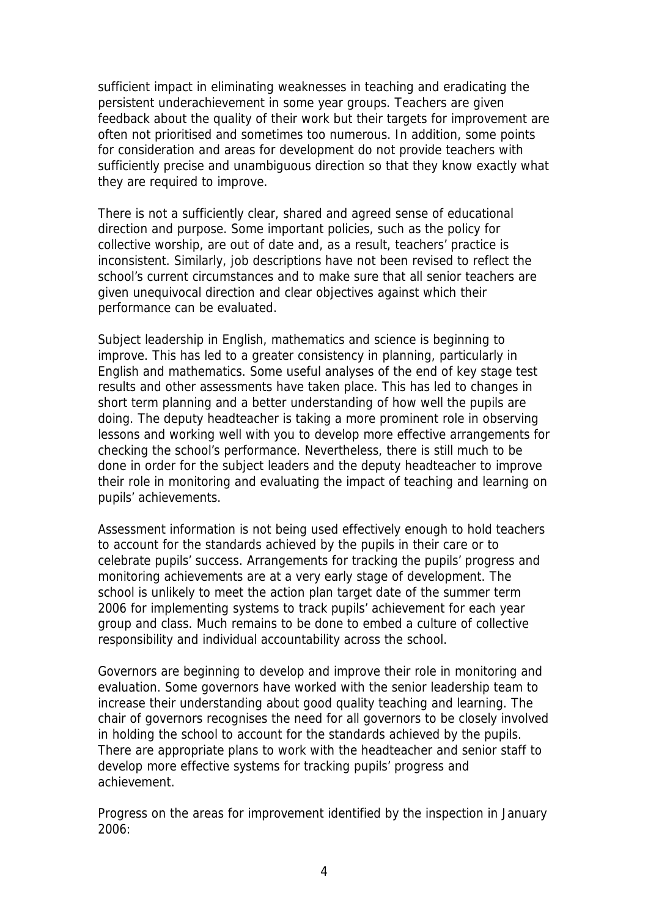sufficient impact in eliminating weaknesses in teaching and eradicating the persistent underachievement in some year groups. Teachers are given feedback about the quality of their work but their targets for improvement are often not prioritised and sometimes too numerous. In addition, some points for consideration and areas for development do not provide teachers with sufficiently precise and unambiguous direction so that they know exactly what they are required to improve.

There is not a sufficiently clear, shared and agreed sense of educational direction and purpose. Some important policies, such as the policy for collective worship, are out of date and, as a result, teachers' practice is inconsistent. Similarly, job descriptions have not been revised to reflect the school's current circumstances and to make sure that all senior teachers are given unequivocal direction and clear objectives against which their performance can be evaluated.

Subject leadership in English, mathematics and science is beginning to improve. This has led to a greater consistency in planning, particularly in English and mathematics. Some useful analyses of the end of key stage test results and other assessments have taken place. This has led to changes in short term planning and a better understanding of how well the pupils are doing. The deputy headteacher is taking a more prominent role in observing lessons and working well with you to develop more effective arrangements for checking the school's performance. Nevertheless, there is still much to be done in order for the subject leaders and the deputy headteacher to improve their role in monitoring and evaluating the impact of teaching and learning on pupils' achievements.

Assessment information is not being used effectively enough to hold teachers to account for the standards achieved by the pupils in their care or to celebrate pupils' success. Arrangements for tracking the pupils' progress and monitoring achievements are at a very early stage of development. The school is unlikely to meet the action plan target date of the summer term 2006 for implementing systems to track pupils' achievement for each year group and class. Much remains to be done to embed a culture of collective responsibility and individual accountability across the school.

Governors are beginning to develop and improve their role in monitoring and evaluation. Some governors have worked with the senior leadership team to increase their understanding about good quality teaching and learning. The chair of governors recognises the need for all governors to be closely involved in holding the school to account for the standards achieved by the pupils. There are appropriate plans to work with the headteacher and senior staff to develop more effective systems for tracking pupils' progress and achievement.

Progress on the areas for improvement identified by the inspection in January 2006: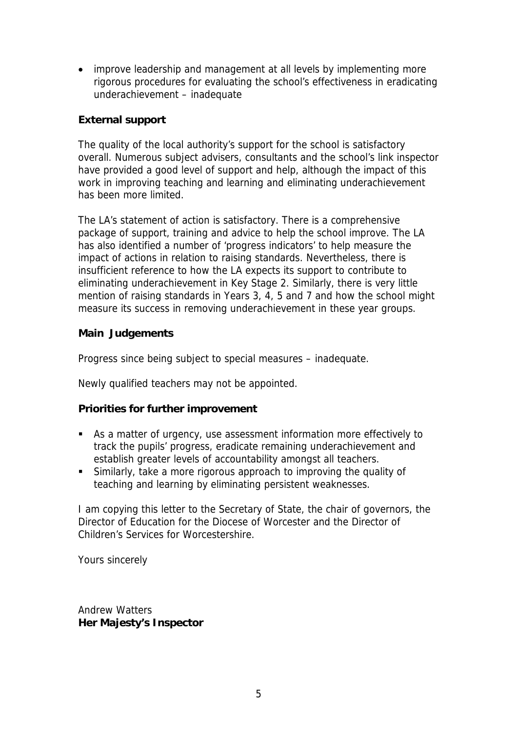- improve leadership and management at all levels by implementing more rigorous procedures for evaluating the school's effectiveness in eradicating underachievement – inadequate

**External support**

The quality of the local authority's support for the school is satisfactory overall. Numerous subject advisers, consultants and the school's link inspector have provided a good level of support and help, although the impact of this work in improving teaching and learning and eliminating underachievement has been more limited.

The LA's statement of action is satisfactory. There is a comprehensive package of support, training and advice to help the school improve. The LA has also identified a number of 'progress indicators' to help measure the impact of actions in relation to raising standards. Nevertheless, there is insufficient reference to how the LA expects its support to contribute to eliminating underachievement in Key Stage 2. Similarly, there is very little mention of raising standards in Years 3, 4, 5 and 7 and how the school might measure its success in removing underachievement in these year groups.

**Main Judgements**

Progress since being subject to special measures – inadequate.

Newly qualified teachers may not be appointed.

**Priorities for further improvement**

- As a matter of urgency, use assessment information more effectively to track the pupils' progress, eradicate remaining underachievement and establish greater levels of accountability amongst all teachers.
- Similarly, take a more rigorous approach to improving the quality of teaching and learning by eliminating persistent weaknesses.

I am copying this letter to the Secretary of State, the chair of governors, the Director of Education for the Diocese of Worcester and the Director of Children's Services for Worcestershire.

Yours sincerely

Andrew Watters
**Her Majesty's Inspector**